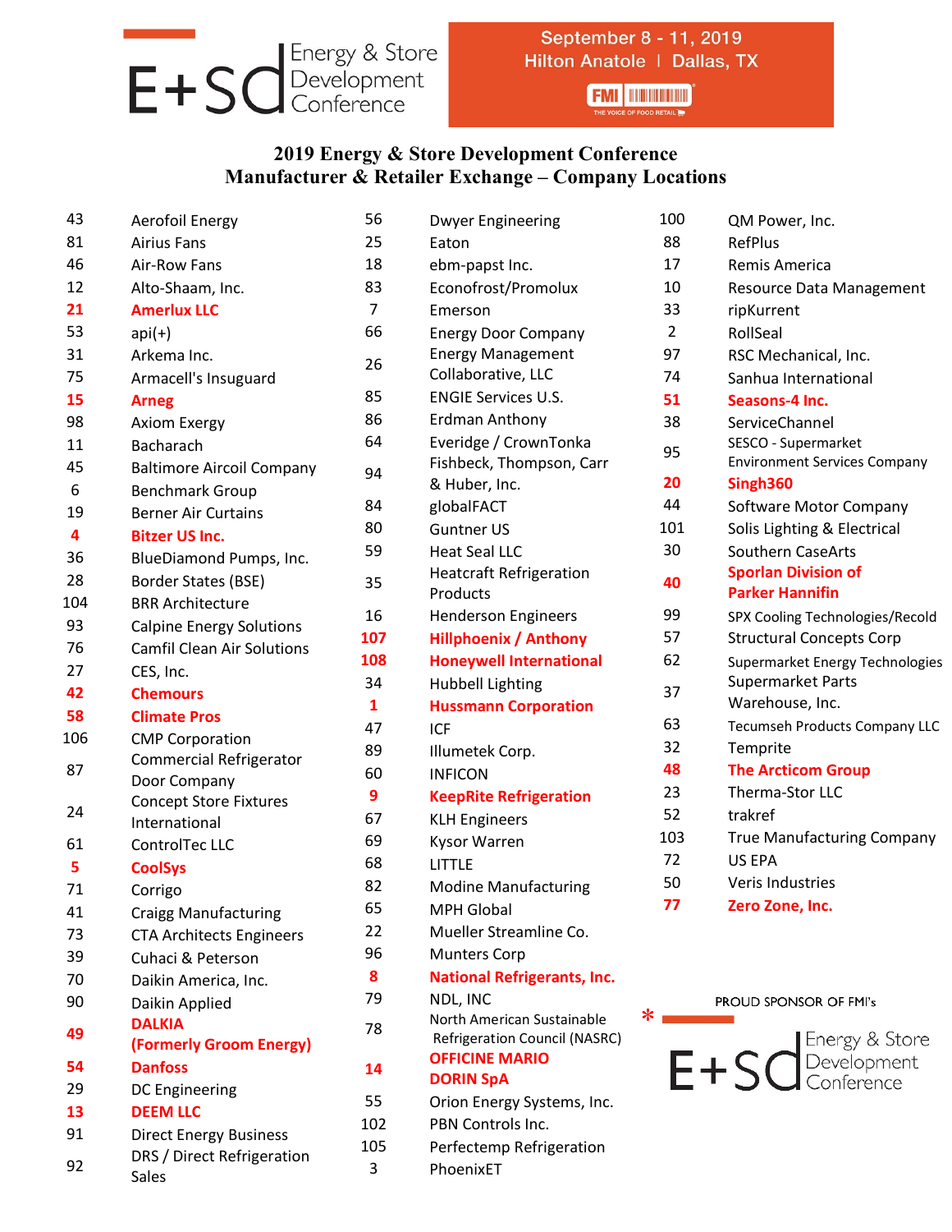Energy & Store Development Conference

September 8 - 11, 2019
Hilton Anatole | Dallas, TX

# 2019 Energy & Store Development Conference
## Manufacturer & Retailer Exchange – Company Locations

| Booth | Company |
|---|---|
| 43 | Aerofoil Energy |
| 81 | Airius Fans |
| 46 | Air-Row Fans |
| 12 | Alto-Shaam, Inc. |
| **21** | **Amerlux LLC** |
| 53 | api(+) |
| 31 | Arkema Inc. |
| 75 | Armacell's Insuguard |
| **15** | **Arneg** |
| 98 | Axiom Exergy |
| 11 | Bacharach |
| 45 | Baltimore Aircoil Company |
| 6 | Benchmark Group |
| 19 | Berner Air Curtains |
| **4** | **Bitzer US Inc.** |
| 36 | BlueDiamond Pumps, Inc. |
| 28 | Border States (BSE) |
| 104 | BRR Architecture |
| 93 | Calpine Energy Solutions |
| 76 | Camfil Clean Air Solutions |
| 27 | CES, Inc. |
| **42** | **Chemours** |
| **58** | **Climate Pros** |
| 106 | CMP Corporation |
| 87 | Commercial Refrigerator Door Company |
| 24 | Concept Store Fixtures International |
| 61 | ControlTec LLC |
| **5** | **CoolSys** |
| 71 | Corrigo |
| 41 | Craigg Manufacturing |
| 73 | CTA Architects Engineers |
| 39 | Cuhaci & Peterson |
| 70 | Daikin America, Inc. |
| 90 | Daikin Applied |
| **49** | **DALKIA (Formerly Groom Energy)** |
| **54** | **Danfoss** |
| 29 | DC Engineering |
| **13** | **DEEM LLC** |
| 91 | Direct Energy Business |
| 92 | DRS / Direct Refrigeration Sales |
| 56 | Dwyer Engineering |
| 25 | Eaton |
| 18 | ebm-papst Inc. |
| 83 | Econofrost/Promolux |
| 7 | Emerson |
| 66 | Energy Door Company |
| 26 | Energy Management Collaborative, LLC |
| 85 | ENGIE Services U.S. |
| 86 | Erdman Anthony |
| 64 | Everidge / CrownTonka |
| 94 | Fishbeck, Thompson, Carr & Huber, Inc. |
| 84 | globalFACT |
| 80 | Guntner US |
| 59 | Heat Seal LLC |
| 35 | Heatcraft Refrigeration Products |
| 16 | Henderson Engineers |
| **107** | **Hillphoenix / Anthony** |
| **108** | **Honeywell International** |
| 34 | Hubbell Lighting |
| **1** | **Hussmann Corporation** |
| 47 | ICF |
| 89 | Illumetek Corp. |
| 60 | INFICON |
| **9** | **KeepRite Refrigeration** |
| 67 | KLH Engineers |
| 69 | Kysor Warren |
| 68 | LITTLE |
| 82 | Modine Manufacturing |
| 65 | MPH Global |
| 22 | Mueller Streamline Co. |
| 96 | Munters Corp |
| **8** | **National Refrigerants, Inc.** |
| 79 | NDL, INC |
| 78 | North American Sustainable Refrigeration Council (NASRC) |
| **14** | **OFFICINE MARIO DORIN SpA** |
| 55 | Orion Energy Systems, Inc. |
| 102 | PBN Controls Inc. |
| 105 | Perfectemp Refrigeration |
| 3 | PhoenixET |
| 100 | QM Power, Inc. |
| 88 | RefPlus |
| 17 | Remis America |
| 10 | Resource Data Management |
| 33 | ripKurrent |
| 2 | RollSeal |
| 97 | RSC Mechanical, Inc. |
| 74 | Sanhua International |
| **51** | **Seasons-4 Inc.** |
| 38 | ServiceChannel |
| 95 | SESCO - Supermarket Environment Services Company |
| **20** | **Singh360** |
| 44 | Software Motor Company |
| 101 | Solis Lighting & Electrical |
| 30 | Southern CaseArts |
| **40** | **Sporlan Division of Parker Hannifin** |
| 99 | SPX Cooling Technologies/Recold |
| 57 | Structural Concepts Corp |
| 62 | Supermarket Energy Technologies |
| 37 | Supermarket Parts Warehouse, Inc. |
| 63 | Tecumseh Products Company LLC |
| 32 | Temprite |
| **48** | **The Arcticom Group** |
| 23 | Therma-Stor LLC |
| 52 | trakref |
| 103 | True Manufacturing Company |
| 72 | US EPA |
| 50 | Veris Industries |
| **77** | **Zero Zone, Inc.** |

* PROUD SPONSOR OF FMI's Energy & Store Development Conference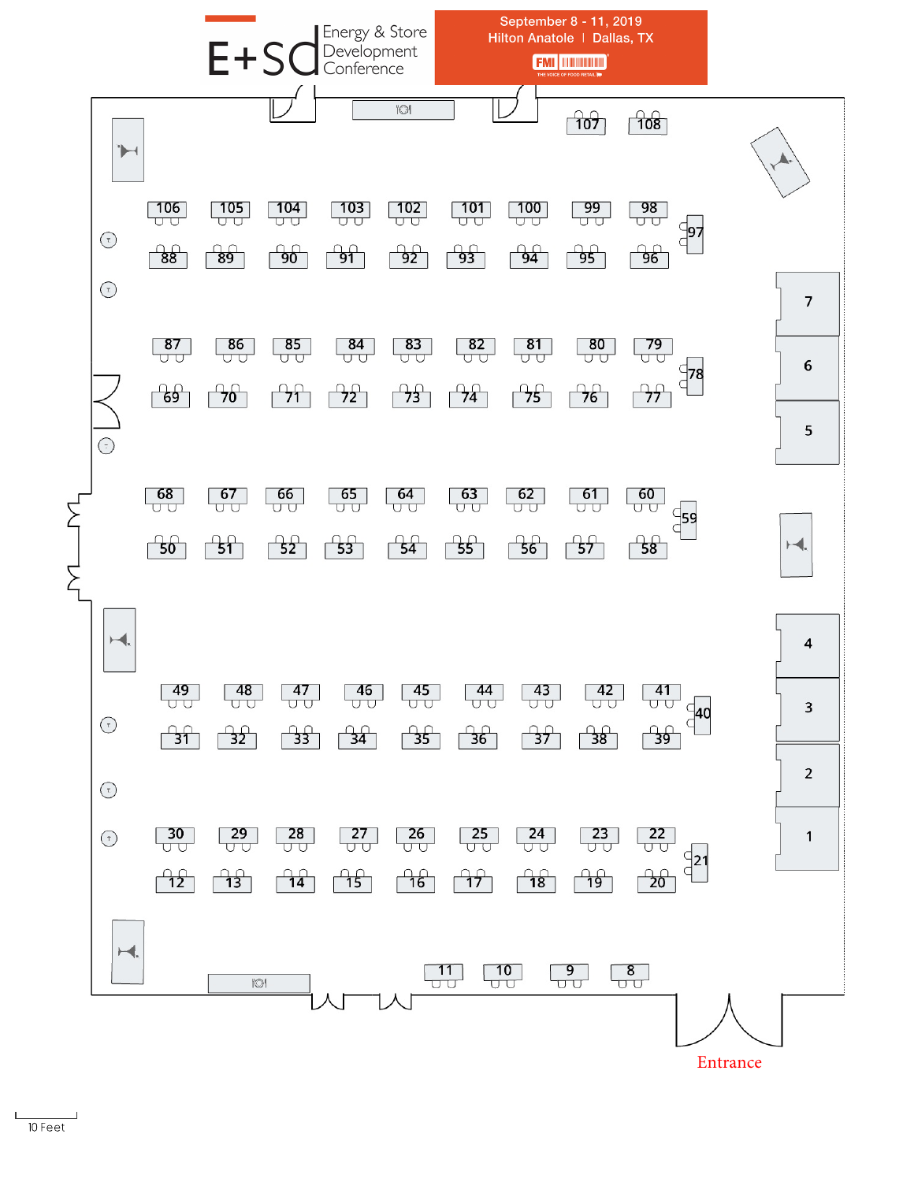E+SD Energy & Store Development Conference

September 8 - 11, 2019
Hilton Anatole | Dallas, TX

FMI THE VOICE OF FOOD RETAIL

107 108

106 105 104 103 102 101 100 99 98

97

88 89 90 91 92 93 94 95 96

7

87 86 85 84 83 82 81 80 79

78

6

69 70 71 72 73 74 75 76 77

5

68 67 66 65 64 63 62 61 60

59

50 51 52 53 54 55 56 57 58

4

49 48 47 46 45 44 43 42 41

40

3

31 32 33 34 35 36 37 38 39

2

30 29 28 27 26 25 24 23 22

21

1

12 13 14 15 16 17 18 19 20

11 10 9 8

Entrance

10 Feet